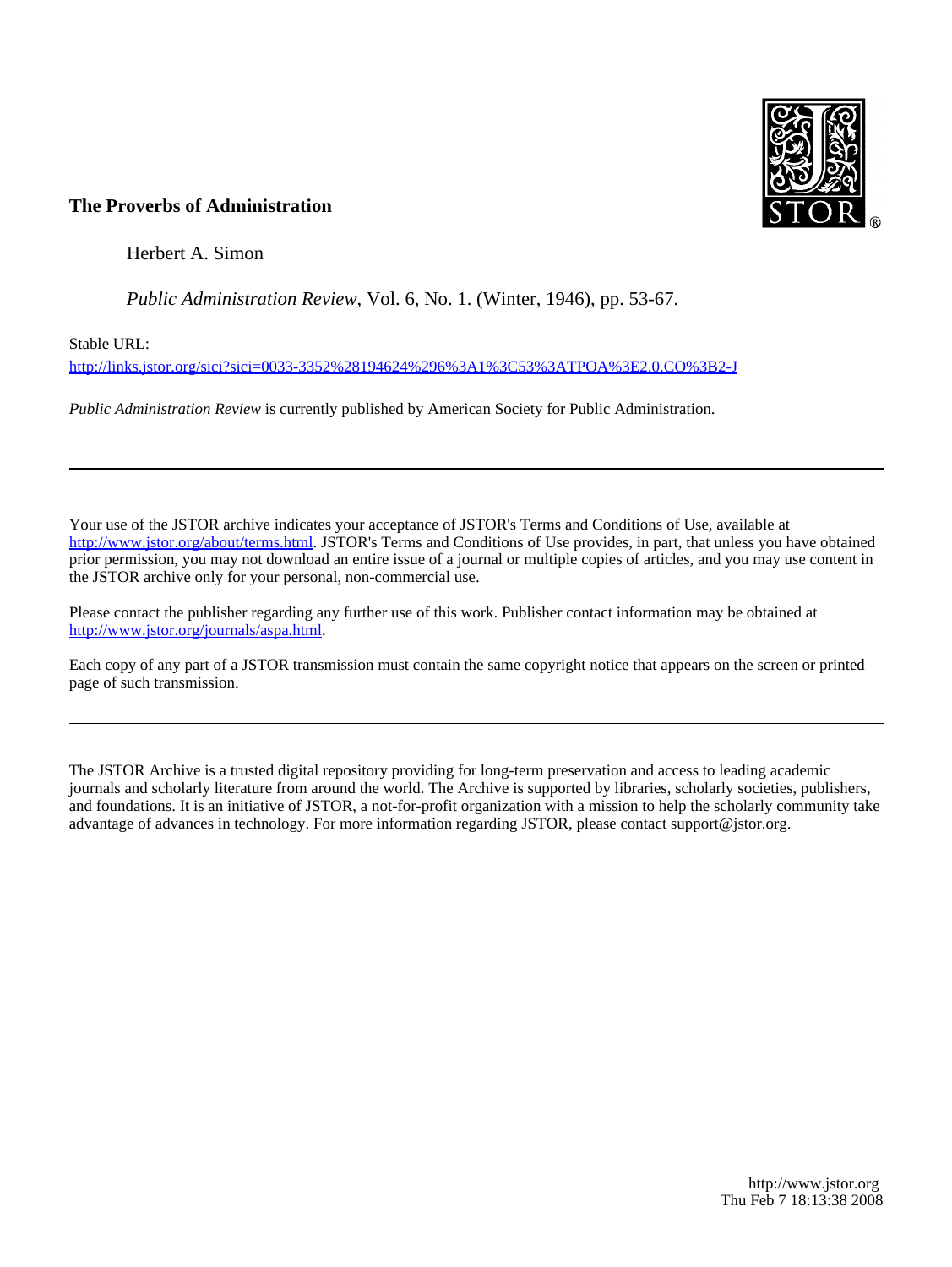**The Proverbs of Administration**

Herbert A. Simon

*Public Administration Review*, Vol. 6, No. 1. (Winter, 1946), pp. 53-67.

Stable URL:

http://links.jstor.org/sici?sici=0033-3352%28194624%296%3A1%3C53%3ATPOA%3E2.0.CO%3B2-J

*Public Administration Review* is currently published by American Society for Public Administration.

---

Your use of the JSTOR archive indicates your acceptance of JSTOR's Terms and Conditions of Use, available at http://www.jstor.org/about/terms.html. JSTOR's Terms and Conditions of Use provides, in part, that unless you have obtained prior permission, you may not download an entire issue of a journal or multiple copies of articles, and you may use content in the JSTOR archive only for your personal, non-commercial use.

Please contact the publisher regarding any further use of this work. Publisher contact information may be obtained at http://www.jstor.org/journals/aspa.html.

Each copy of any part of a JSTOR transmission must contain the same copyright notice that appears on the screen or printed page of such transmission.

---

The JSTOR Archive is a trusted digital repository providing for long-term preservation and access to leading academic journals and scholarly literature from around the world. The Archive is supported by libraries, scholarly societies, publishers, and foundations. It is an initiative of JSTOR, a not-for-profit organization with a mission to help the scholarly community take advantage of advances in technology. For more information regarding JSTOR, please contact support@jstor.org.

http://www.jstor.org
Thu Feb 7 18:13:38 2008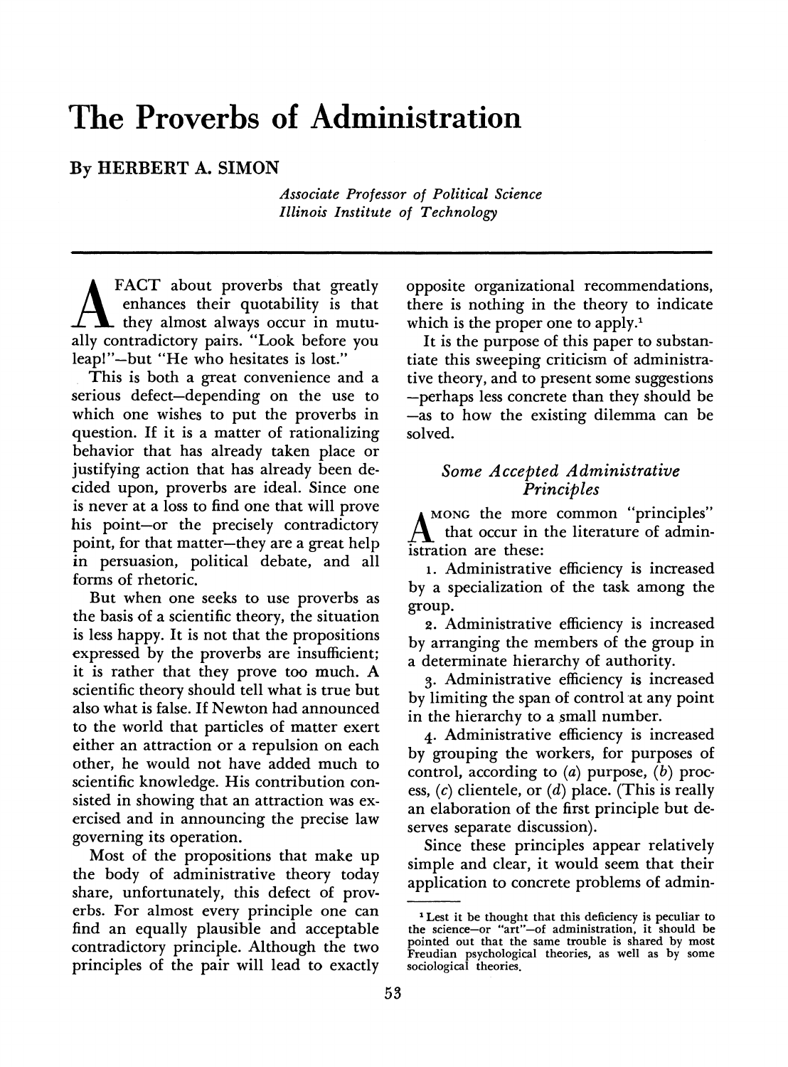# The Proverbs of Administration

By HERBERT A. SIMON

*Associate Professor of Political Science*
*Illinois Institute of Technology*

A FACT about proverbs that greatly enhances their quotability is that they almost always occur in mutually contradictory pairs. "Look before you leap!"—but "He who hesitates is lost."

This is both a great convenience and a serious defect—depending on the use to which one wishes to put the proverbs in question. If it is a matter of rationalizing behavior that has already taken place or justifying action that has already been decided upon, proverbs are ideal. Since one is never at a loss to find one that will prove his point—or the precisely contradictory point, for that matter—they are a great help in persuasion, political debate, and all forms of rhetoric.

But when one seeks to use proverbs as the basis of a scientific theory, the situation is less happy. It is not that the propositions expressed by the proverbs are insufficient; it is rather that they prove too much. A scientific theory should tell what is true but also what is false. If Newton had announced to the world that particles of matter exert either an attraction or a repulsion on each other, he would not have added much to scientific knowledge. His contribution consisted in showing that an attraction was exercised and in announcing the precise law governing its operation.

Most of the propositions that make up the body of administrative theory today share, unfortunately, this defect of proverbs. For almost every principle one can find an equally plausible and acceptable contradictory principle. Although the two principles of the pair will lead to exactly opposite organizational recommendations, there is nothing in the theory to indicate which is the proper one to apply.[1]

It is the purpose of this paper to substantiate this sweeping criticism of administrative theory, and to present some suggestions—perhaps less concrete than they should be—as to how the existing dilemma can be solved.

## *Some Accepted Administrative Principles*

AMONG the more common "principles" that occur in the literature of administration are these:

1. Administrative efficiency is increased by a specialization of the task among the group.
2. Administrative efficiency is increased by arranging the members of the group in a determinate hierarchy of authority.
3. Administrative efficiency is increased by limiting the span of control at any point in the hierarchy to a small number.
4. Administrative efficiency is increased by grouping the workers, for purposes of control, according to (*a*) purpose, (*b*) process, (*c*) clientele, or (*d*) place. (This is really an elaboration of the first principle but deserves separate discussion).

Since these principles appear relatively simple and clear, it would seem that their application to concrete problems of admin-

[1] Lest it be thought that this deficiency is peculiar to the science—or "art"—of administration, it should be pointed out that the same trouble is shared by most Freudian psychological theories, as well as by some sociological theories.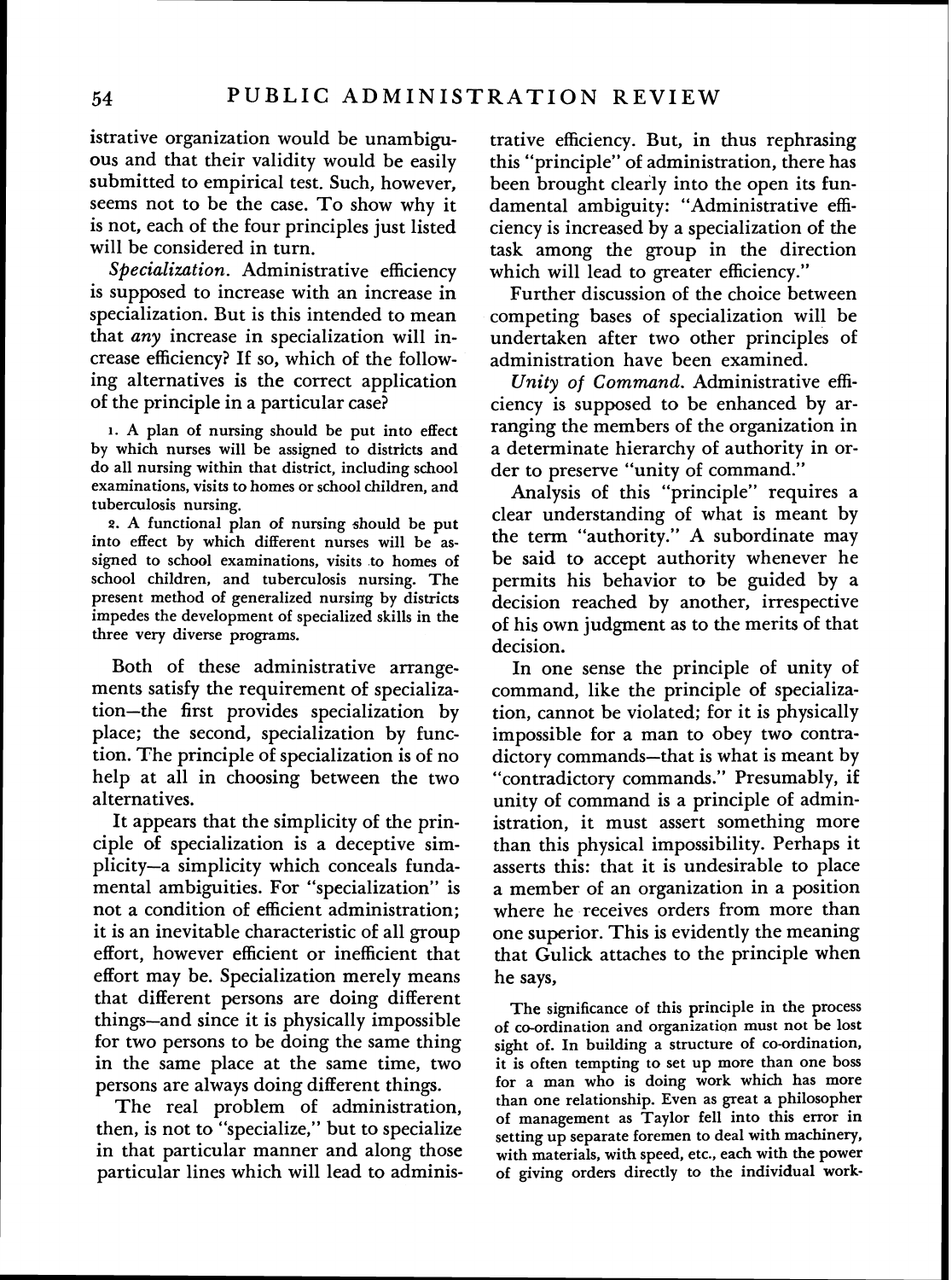istrative organization would be unambiguous and that their validity would be easily submitted to empirical test. Such, however, seems not to be the case. To show why it is not, each of the four principles just listed will be considered in turn.

*Specialization.* Administrative efficiency is supposed to increase with an increase in specialization. But is this intended to mean that *any* increase in specialization will increase efficiency? If so, which of the following alternatives is the correct application of the principle in a particular case?

1. A plan of nursing should be put into effect by which nurses will be assigned to districts and do all nursing within that district, including school examinations, visits to homes or school children, and tuberculosis nursing.

2. A functional plan of nursing should be put into effect by which different nurses will be assigned to school examinations, visits to homes of school children, and tuberculosis nursing. The present method of generalized nursing by districts impedes the development of specialized skills in the three very diverse programs.

Both of these administrative arrangements satisfy the requirement of specialization—the first provides specialization by place; the second, specialization by function. The principle of specialization is of no help at all in choosing between the two alternatives.

It appears that the simplicity of the principle of specialization is a deceptive simplicity—a simplicity which conceals fundamental ambiguities. For "specialization" is not a condition of efficient administration; it is an inevitable characteristic of all group effort, however efficient or inefficient that effort may be. Specialization merely means that different persons are doing different things—and since it is physically impossible for two persons to be doing the same thing in the same place at the same time, two persons are always doing different things.

The real problem of administration, then, is not to "specialize," but to specialize in that particular manner and along those particular lines which will lead to administrative efficiency. But, in thus rephrasing this "principle" of administration, there has been brought clearly into the open its fundamental ambiguity: "Administrative efficiency is increased by a specialization of the task among the group in the direction which will lead to greater efficiency."

Further discussion of the choice between competing bases of specialization will be undertaken after two other principles of administration have been examined.

*Unity of Command.* Administrative efficiency is supposed to be enhanced by arranging the members of the organization in a determinate hierarchy of authority in order to preserve "unity of command."

Analysis of this "principle" requires a clear understanding of what is meant by the term "authority." A subordinate may be said to accept authority whenever he permits his behavior to be guided by a decision reached by another, irrespective of his own judgment as to the merits of that decision.

In one sense the principle of unity of command, like the principle of specialization, cannot be violated; for it is physically impossible for a man to obey two contradictory commands—that is what is meant by "contradictory commands." Presumably, if unity of command is a principle of administration, it must assert something more than this physical impossibility. Perhaps it asserts this: that it is undesirable to place a member of an organization in a position where he receives orders from more than one superior. This is evidently the meaning that Gulick attaches to the principle when he says,

> The significance of this principle in the process of co-ordination and organization must not be lost sight of. In building a structure of co-ordination, it is often tempting to set up more than one boss for a man who is doing work which has more than one relationship. Even as great a philosopher of management as Taylor fell into this error in setting up separate foremen to deal with machinery, with materials, with speed, etc., each with the power of giving orders directly to the individual work-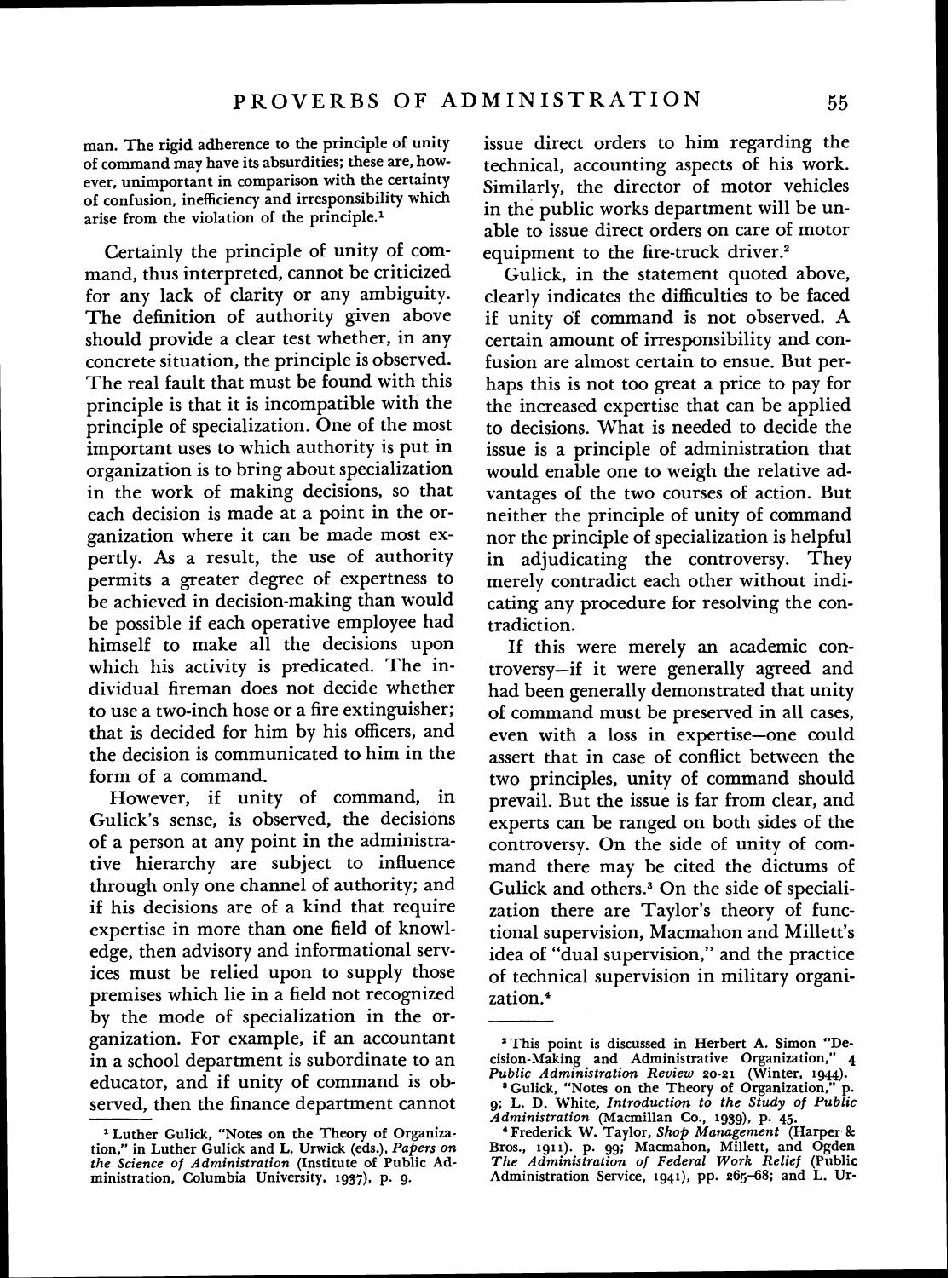man. The rigid adherence to the principle of unity of command may have its absurdities; these are, however, unimportant in comparison with the certainty of confusion, inefficiency and irresponsibility which arise from the violation of the principle.[1]

Certainly the principle of unity of command, thus interpreted, cannot be criticized for any lack of clarity or any ambiguity. The definition of authority given above should provide a clear test whether, in any concrete situation, the principle is observed. The real fault that must be found with this principle is that it is incompatible with the principle of specialization. One of the most important uses to which authority is put in organization is to bring about specialization in the work of making decisions, so that each decision is made at a point in the organization where it can be made most expertly. As a result, the use of authority permits a greater degree of expertness to be achieved in decision-making than would be possible if each operative employee had himself to make all the decisions upon which his activity is predicated. The individual fireman does not decide whether to use a two-inch hose or a fire extinguisher; that is decided for him by his officers, and the decision is communicated to him in the form of a command.

However, if unity of command, in Gulick's sense, is observed, the decisions of a person at any point in the administrative hierarchy are subject to influence through only one channel of authority; and if his decisions are of a kind that require expertise in more than one field of knowledge, then advisory and informational services must be relied upon to supply those premises which lie in a field not recognized by the mode of specialization in the organization. For example, if an accountant in a school department is subordinate to an educator, and if unity of command is observed, then the finance department cannot issue direct orders to him regarding the technical, accounting aspects of his work. Similarly, the director of motor vehicles in the public works department will be unable to issue direct orders on care of motor equipment to the fire-truck driver.[2]

Gulick, in the statement quoted above, clearly indicates the difficulties to be faced if unity of command is not observed. A certain amount of irresponsibility and confusion are almost certain to ensue. But perhaps this is not too great a price to pay for the increased expertise that can be applied to decisions. What is needed to decide the issue is a principle of administration that would enable one to weigh the relative advantages of the two courses of action. But neither the principle of unity of command nor the principle of specialization is helpful in adjudicating the controversy. They merely contradict each other without indicating any procedure for resolving the contradiction.

If this were merely an academic controversy—if it were generally agreed and had been generally demonstrated that unity of command must be preserved in all cases, even with a loss in expertise—one could assert that in case of conflict between the two principles, unity of command should prevail. But the issue is far from clear, and experts can be ranged on both sides of the controversy. On the side of unity of command there may be cited the dictums of Gulick and others.[3] On the side of specialization there are Taylor's theory of functional supervision, Macmahon and Millett's idea of "dual supervision," and the practice of technical supervision in military organization.[4]

---

[1] Luther Gulick, "Notes on the Theory of Organization," in Luther Gulick and L. Urwick (eds.), *Papers on the Science of Administration* (Institute of Public Administration, Columbia University, 1937), p. 9.

[2] This point is discussed in Herbert A. Simon "Decision-Making and Administrative Organization," 4 *Public Administration Review* 20-21 (Winter, 1944).

[3] Gulick, "Notes on the Theory of Organization," p. 9; L. D. White, *Introduction to the Study of Public Administration* (Macmillan Co., 1939), p. 45.

[4] Frederick W. Taylor, *Shop Management* (Harper & Bros., 1911). p. 99; Macmahon, Millett, and Ogden *The Administration of Federal Work Relief* (Public Administration Service, 1941), pp. 265-68; and L. Ur-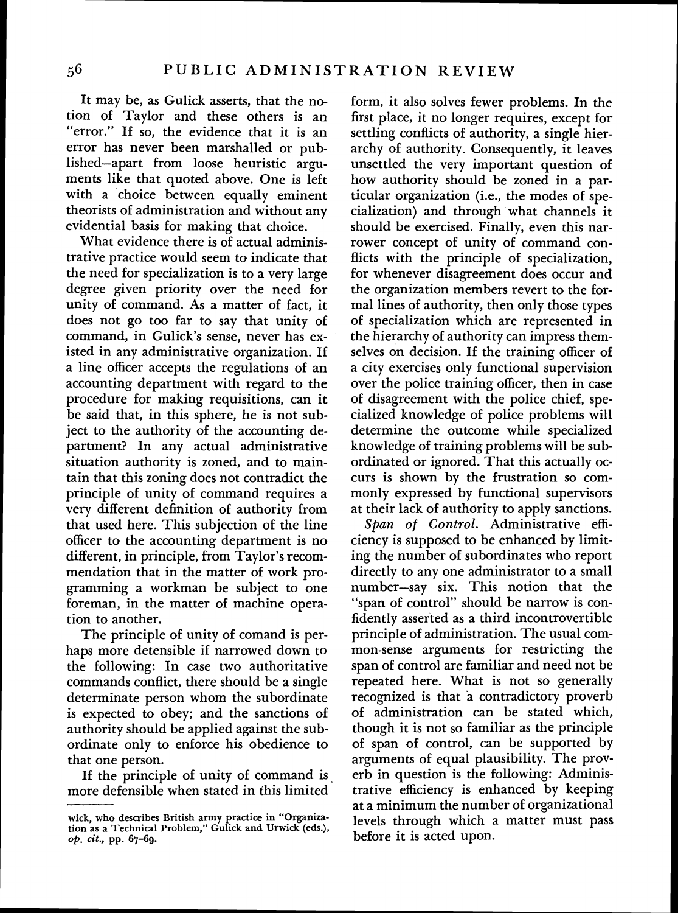It may be, as Gulick asserts, that the notion of Taylor and these others is an "error." If so, the evidence that it is an error has never been marshalled or published—apart from loose heuristic arguments like that quoted above. One is left with a choice between equally eminent theorists of administration and without any evidential basis for making that choice.

What evidence there is of actual administrative practice would seem to indicate that the need for specialization is to a very large degree given priority over the need for unity of command. As a matter of fact, it does not go too far to say that unity of command, in Gulick's sense, never has existed in any administrative organization. If a line officer accepts the regulations of an accounting department with regard to the procedure for making requisitions, can it be said that, in this sphere, he is not subject to the authority of the accounting department? In any actual administrative situation authority is zoned, and to maintain that this zoning does not contradict the principle of unity of command requires a very different definition of authority from that used here. This subjection of the line officer to the accounting department is no different, in principle, from Taylor's recommendation that in the matter of work programming a workman be subject to one foreman, in the matter of machine operation to another.

The principle of unity of comand is perhaps more defensible if narrowed down to the following: In case two authoritative commands conflict, there should be a single determinate person whom the subordinate is expected to obey; and the sanctions of authority should be applied against the subordinate only to enforce his obedience to that one person.

If the principle of unity of command is more defensible when stated in this limited form, it also solves fewer problems. In the first place, it no longer requires, except for settling conflicts of authority, a single hierarchy of authority. Consequently, it leaves unsettled the very important question of how authority should be zoned in a particular organization (i.e., the modes of specialization) and through what channels it should be exercised. Finally, even this narrower concept of unity of command conflicts with the principle of specialization, for whenever disagreement does occur and the organization members revert to the formal lines of authority, then only those types of specialization which are represented in the hierarchy of authority can impress themselves on decision. If the training officer of a city exercises only functional supervision over the police training officer, then in case of disagreement with the police chief, specialized knowledge of police problems will determine the outcome while specialized knowledge of training problems will be subordinated or ignored. That this actually occurs is shown by the frustration so commonly expressed by functional supervisors at their lack of authority to apply sanctions.

*Span of Control.* Administrative efficiency is supposed to be enhanced by limiting the number of subordinates who report directly to any one administrator to a small number—say six. This notion that the "span of control" should be narrow is confidently asserted as a third incontrovertible principle of administration. The usual common-sense arguments for restricting the span of control are familiar and need not be repeated here. What is not so generally recognized is that a contradictory proverb of administration can be stated which, though it is not so familiar as the principle of span of control, can be supported by arguments of equal plausibility. The proverb in question is the following: Administrative efficiency is enhanced by keeping at a minimum the number of organizational levels through which a matter must pass before it is acted upon.

---

wick, who describes British army practice in "Organization as a Technical Problem," Gulick and Urwick (eds.), *op. cit.*, pp. 67–69.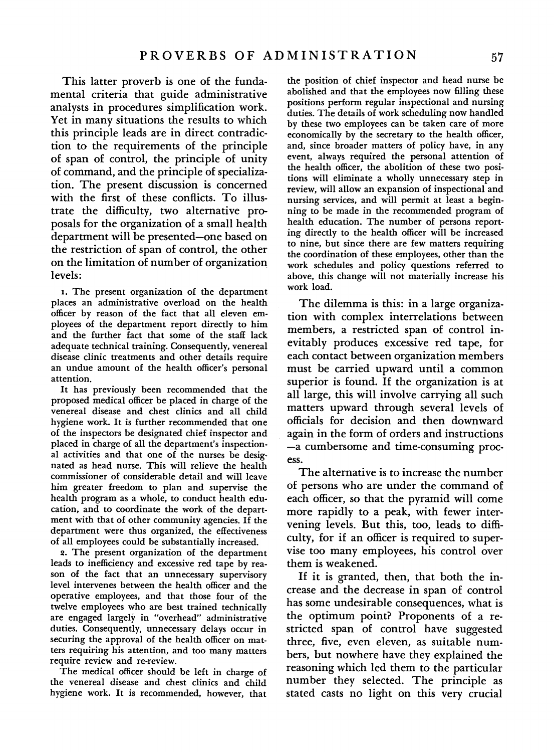This latter proverb is one of the fundamental criteria that guide administrative analysts in procedures simplification work. Yet in many situations the results to which this principle leads are in direct contradiction to the requirements of the principle of span of control, the principle of unity of command, and the principle of specialization. The present discussion is concerned with the first of these conflicts. To illustrate the difficulty, two alternative proposals for the organization of a small health department will be presented—one based on the restriction of span of control, the other on the limitation of number of organization levels:

1. The present organization of the department places an administrative overload on the health officer by reason of the fact that all eleven employees of the department report directly to him and the further fact that some of the staff lack adequate technical training. Consequently, venereal disease clinic treatments and other details require an undue amount of the health officer's personal attention.

It has previously been recommended that the proposed medical officer be placed in charge of the venereal disease and chest clinics and all child hygiene work. It is further recommended that one of the inspectors be designated chief inspector and placed in charge of all the department's inspectional activities and that one of the nurses be designated as head nurse. This will relieve the health commissioner of considerable detail and will leave him greater freedom to plan and supervise the health program as a whole, to conduct health education, and to coordinate the work of the department with that of other community agencies. If the department were thus organized, the effectiveness of all employees could be substantially increased.

2. The present organization of the department leads to inefficiency and excessive red tape by reason of the fact that an unnecessary supervisory level intervenes between the health officer and the operative employees, and that those four of the twelve employees who are best trained technically are engaged largely in "overhead" administrative duties. Consequently, unnecessary delays occur in securing the approval of the health officer on matters requiring his attention, and too many matters require review and re-review.

The medical officer should be left in charge of the venereal disease and chest clinics and child hygiene work. It is recommended, however, that the position of chief inspector and head nurse be abolished and that the employees now filling these positions perform regular inspectional and nursing duties. The details of work scheduling now handled by these two employees can be taken care of more economically by the secretary to the health officer, and, since broader matters of policy have, in any event, always required the personal attention of the health officer, the abolition of these two positions will eliminate a wholly unnecessary step in review, will allow an expansion of inspectional and nursing services, and will permit at least a beginning to be made in the recommended program of health education. The number of persons reporting directly to the health officer will be increased to nine, but since there are few matters requiring the coordination of these employees, other than the work schedules and policy questions referred to above, this change will not materially increase his work load.

The dilemma is this: in a large organization with complex interrelations between members, a restricted span of control inevitably produces excessive red tape, for each contact between organization members must be carried upward until a common superior is found. If the organization is at all large, this will involve carrying all such matters upward through several levels of officials for decision and then downward again in the form of orders and instructions—a cumbersome and time-consuming process.

The alternative is to increase the number of persons who are under the command of each officer, so that the pyramid will come more rapidly to a peak, with fewer intervening levels. But this, too, leads to difficulty, for if an officer is required to supervise too many employees, his control over them is weakened.

If it is granted, then, that both the increase and the decrease in span of control has some undesirable consequences, what is the optimum point? Proponents of a restricted span of control have suggested three, five, even eleven, as suitable numbers, but nowhere have they explained the reasoning which led them to the particular number they selected. The principle as stated casts no light on this very crucial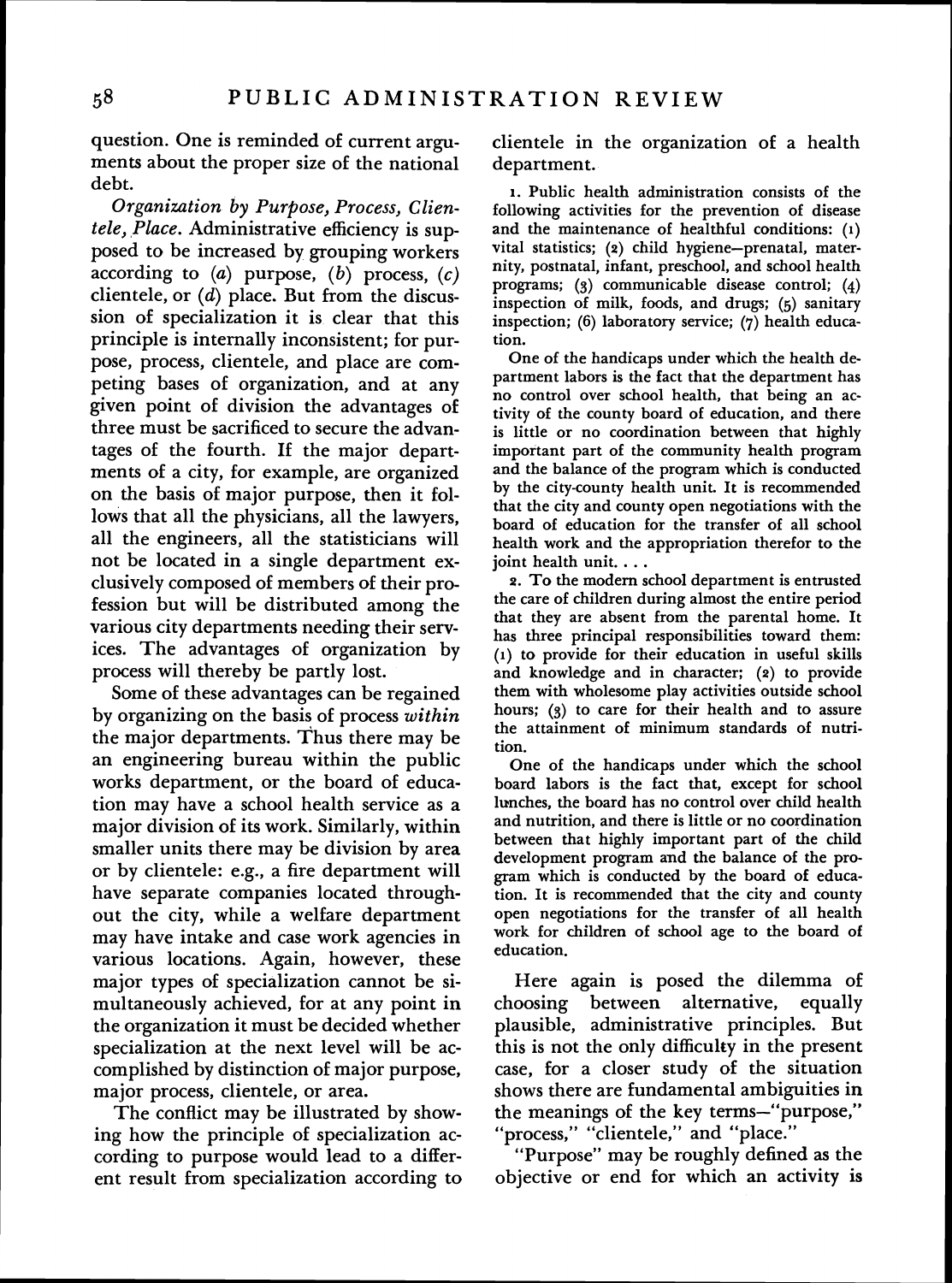question. One is reminded of current arguments about the proper size of the national debt.

*Organization by Purpose, Process, Clientele, Place.* Administrative efficiency is supposed to be increased by grouping workers according to (*a*) purpose, (*b*) process, (*c*) clientele, or (*d*) place. But from the discussion of specialization it is clear that this principle is internally inconsistent; for purpose, process, clientele, and place are competing bases of organization, and at any given point of division the advantages of three must be sacrificed to secure the advantages of the fourth. If the major departments of a city, for example, are organized on the basis of major purpose, then it follows that all the physicians, all the lawyers, all the engineers, all the statisticians will not be located in a single department exclusively composed of members of their profession but will be distributed among the various city departments needing their services. The advantages of organization by process will thereby be partly lost.

Some of these advantages can be regained by organizing on the basis of process *within* the major departments. Thus there may be an engineering bureau within the public works department, or the board of education may have a school health service as a major division of its work. Similarly, within smaller units there may be division by area or by clientele: e.g., a fire department will have separate companies located throughout the city, while a welfare department may have intake and case work agencies in various locations. Again, however, these major types of specialization cannot be simultaneously achieved, for at any point in the organization it must be decided whether specialization at the next level will be accomplished by distinction of major purpose, major process, clientele, or area.

The conflict may be illustrated by showing how the principle of specialization according to purpose would lead to a different result from specialization according to clientele in the organization of a health department.

> 1. Public health administration consists of the following activities for the prevention of disease and the maintenance of healthful conditions: (1) vital statistics; (2) child hygiene—prenatal, maternity, postnatal, infant, preschool, and school health programs; (3) communicable disease control; (4) inspection of milk, foods, and drugs; (5) sanitary inspection; (6) laboratory service; (7) health education.
>
> One of the handicaps under which the health department labors is the fact that the department has no control over school health, that being an activity of the county board of education, and there is little or no coordination between that highly important part of the community health program and the balance of the program which is conducted by the city-county health unit. It is recommended that the city and county open negotiations with the board of education for the transfer of all school health work and the appropriation therefor to the joint health unit. . . .
>
> 2. To the modern school department is entrusted the care of children during almost the entire period that they are absent from the parental home. It has three principal responsibilities toward them: (1) to provide for their education in useful skills and knowledge and in character; (2) to provide them with wholesome play activities outside school hours; (3) to care for their health and to assure the attainment of minimum standards of nutrition.
>
> One of the handicaps under which the school board labors is the fact that, except for school lunches, the board has no control over child health and nutrition, and there is little or no coordination between that highly important part of the child development program and the balance of the program which is conducted by the board of education. It is recommended that the city and county open negotiations for the transfer of all health work for children of school age to the board of education.

Here again is posed the dilemma of choosing between alternative, equally plausible, administrative principles. But this is not the only difficulty in the present case, for a closer study of the situation shows there are fundamental ambiguities in the meanings of the key terms—"purpose," "process," "clientele," and "place."

"Purpose" may be roughly defined as the objective or end for which an activity is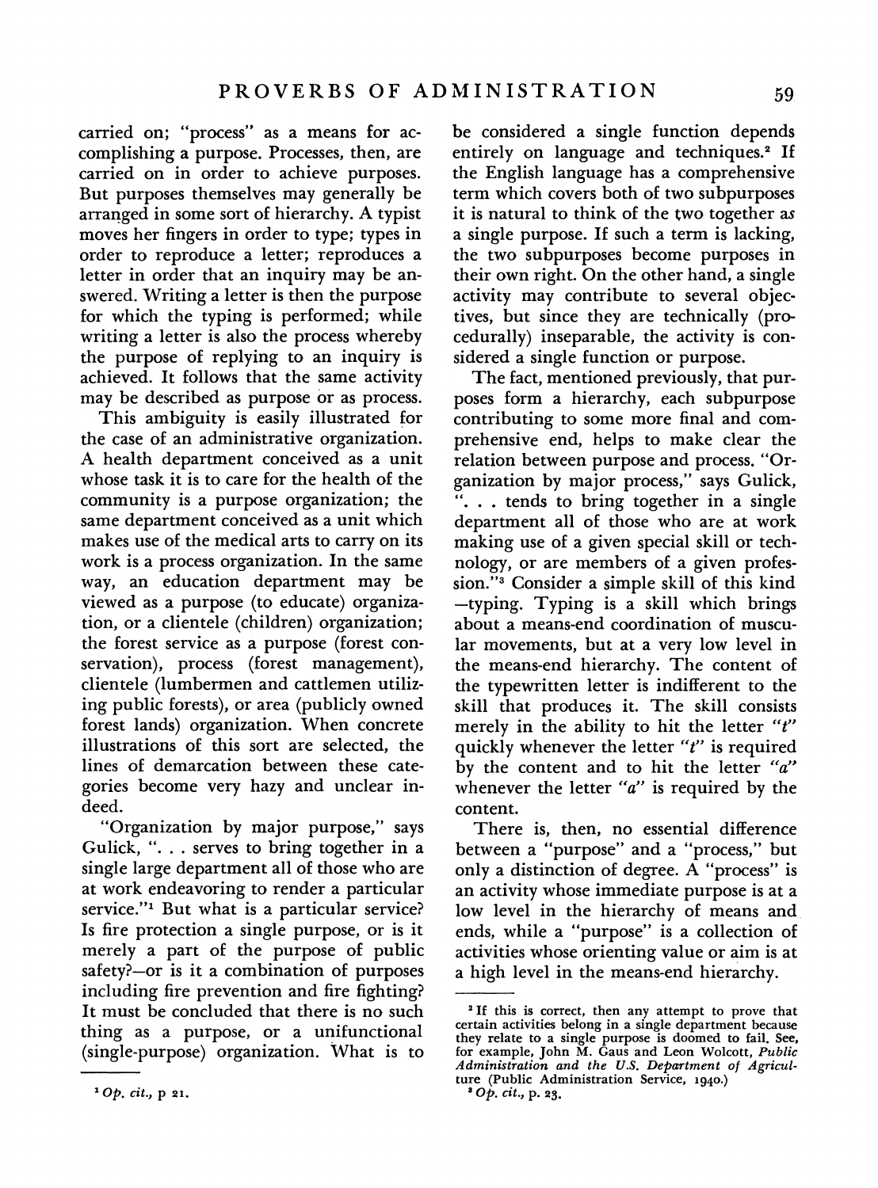carried on; "process" as a means for accomplishing a purpose. Processes, then, are carried on in order to achieve purposes. But purposes themselves may generally be arranged in some sort of hierarchy. A typist moves her fingers in order to type; types in order to reproduce a letter; reproduces a letter in order that an inquiry may be answered. Writing a letter is then the purpose for which the typing is performed; while writing a letter is also the process whereby the purpose of replying to an inquiry is achieved. It follows that the same activity may be described as purpose or as process.

This ambiguity is easily illustrated for the case of an administrative organization. A health department conceived as a unit whose task it is to care for the health of the community is a purpose organization; the same department conceived as a unit which makes use of the medical arts to carry on its work is a process organization. In the same way, an education department may be viewed as a purpose (to educate) organization, or a clientele (children) organization; the forest service as a purpose (forest conservation), process (forest management), clientele (lumbermen and cattlemen utilizing public forests), or area (publicly owned forest lands) organization. When concrete illustrations of this sort are selected, the lines of demarcation between these categories become very hazy and unclear indeed.

"Organization by major purpose," says Gulick, ". . . serves to bring together in a single large department all of those who are at work endeavoring to render a particular service."[1] But what is a particular service? Is fire protection a single purpose, or is it merely a part of the purpose of public safety?—or is it a combination of purposes including fire prevention and fire fighting? It must be concluded that there is no such thing as a purpose, or a unifunctional (single-purpose) organization. What is to be considered a single function depends entirely on language and techniques.[2] If the English language has a comprehensive term which covers both of two subpurposes it is natural to think of the two together as a single purpose. If such a term is lacking, the two subpurposes become purposes in their own right. On the other hand, a single activity may contribute to several objectives, but since they are technically (procedurally) inseparable, the activity is considered a single function or purpose.

The fact, mentioned previously, that purposes form a hierarchy, each subpurpose contributing to some more final and comprehensive end, helps to make clear the relation between purpose and process. "Organization by major process," says Gulick, ". . . tends to bring together in a single department all of those who are at work making use of a given special skill or technology, or are members of a given profession."[3] Consider a simple skill of this kind—typing. Typing is a skill which brings about a means-end coordination of muscular movements, but at a very low level in the means-end hierarchy. The content of the typewritten letter is indifferent to the skill that produces it. The skill consists merely in the ability to hit the letter "*t*" quickly whenever the letter "*t*" is required by the content and to hit the letter "*a*" whenever the letter "*a*" is required by the content.

There is, then, no essential difference between a "purpose" and a "process," but only a distinction of degree. A "process" is an activity whose immediate purpose is at a low level in the hierarchy of means and ends, while a "purpose" is a collection of activities whose orienting value or aim is at a high level in the means-end hierarchy.

---

[1] *Op. cit.*, p 21.

[2] If this is correct, then any attempt to prove that certain activities belong in a single department because they relate to a single purpose is doomed to fail. See, for example, John M. Gaus and Leon Wolcott, *Public Administration and the U.S. Department of Agriculture* (Public Administration Service, 1940.)

[3] *Op. cit.*, p. 23.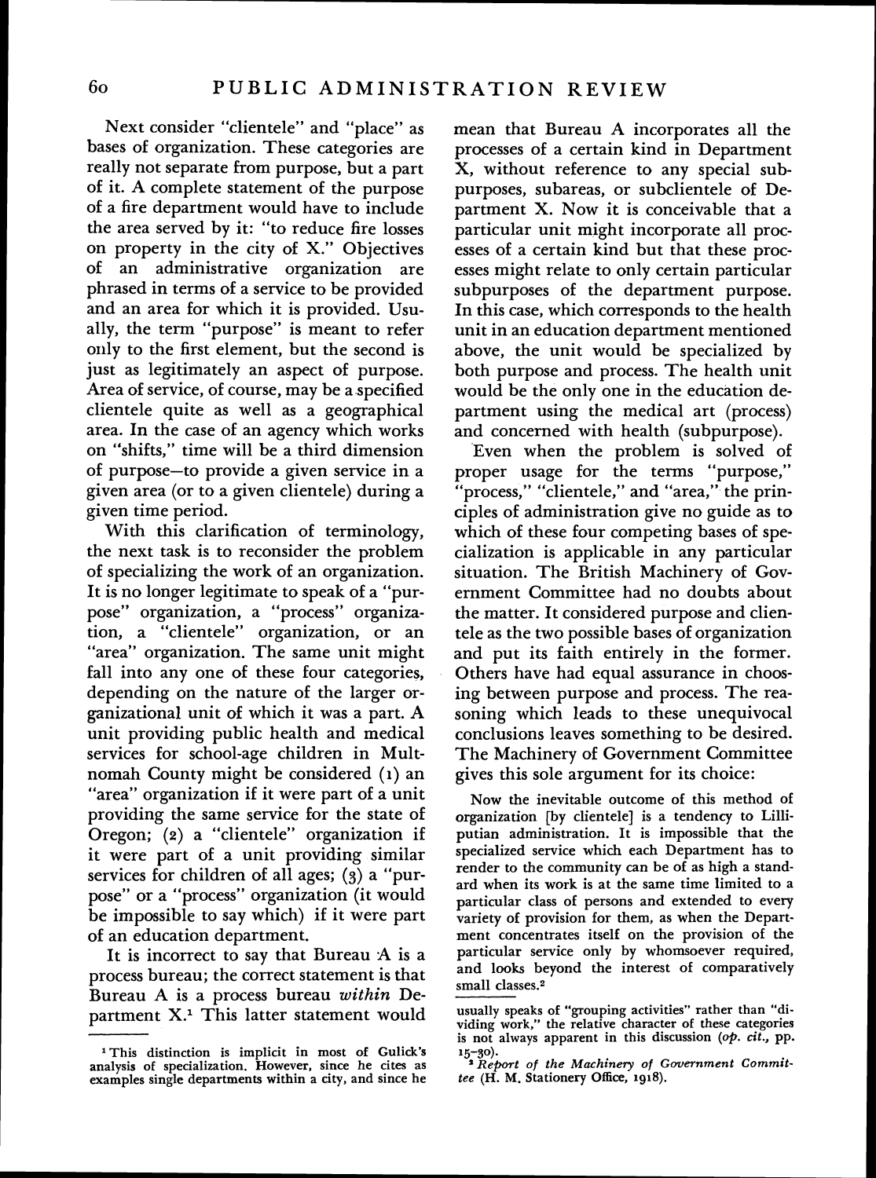Next consider "clientele" and "place" as bases of organization. These categories are really not separate from purpose, but a part of it. A complete statement of the purpose of a fire department would have to include the area served by it: "to reduce fire losses on property in the city of X." Objectives of an administrative organization are phrased in terms of a service to be provided and an area for which it is provided. Usually, the term "purpose" is meant to refer only to the first element, but the second is just as legitimately an aspect of purpose. Area of service, of course, may be a specified clientele quite as well as a geographical area. In the case of an agency which works on "shifts," time will be a third dimension of purpose—to provide a given service in a given area (or to a given clientele) during a given time period.

With this clarification of terminology, the next task is to reconsider the problem of specializing the work of an organization. It is no longer legitimate to speak of a "purpose" organization, a "process" organization, a "clientele" organization, or an "area" organization. The same unit might fall into any one of these four categories, depending on the nature of the larger organizational unit of which it was a part. A unit providing public health and medical services for school-age children in Multnomah County might be considered (1) an "area" organization if it were part of a unit providing the same service for the state of Oregon; (2) a "clientele" organization if it were part of a unit providing similar services for children of all ages; (3) a "purpose" or a "process" organization (it would be impossible to say which) if it were part of an education department.

It is incorrect to say that Bureau A is a process bureau; the correct statement is that Bureau A is a process bureau *within* Department X.[1] This latter statement would mean that Bureau A incorporates all the processes of a certain kind in Department X, without reference to any special subpurposes, subareas, or subclientele of Department X. Now it is conceivable that a particular unit might incorporate all processes of a certain kind but that these processes might relate to only certain particular subpurposes of the department purpose. In this case, which corresponds to the health unit in an education department mentioned above, the unit would be specialized by both purpose and process. The health unit would be the only one in the education department using the medical art (process) and concerned with health (subpurpose).

Even when the problem is solved of proper usage for the terms "purpose," "process," "clientele," and "area," the principles of administration give no guide as to which of these four competing bases of specialization is applicable in any particular situation. The British Machinery of Government Committee had no doubts about the matter. It considered purpose and clientele as the two possible bases of organization and put its faith entirely in the former. Others have had equal assurance in choosing between purpose and process. The reasoning which leads to these unequivocal conclusions leaves something to be desired. The Machinery of Government Committee gives this sole argument for its choice:

> Now the inevitable outcome of this method of organization [by clientele] is a tendency to Lilliputian administration. It is impossible that the specialized service which each Department has to render to the community can be of as high a standard when its work is at the same time limited to a particular class of persons and extended to every variety of provision for them, as when the Department concentrates itself on the provision of the particular service only by whomsoever required, and looks beyond the interest of comparatively small classes.[2]

---

[1] This distinction is implicit in most of Gulick's analysis of specialization. However, since he cites as examples single departments within a city, and since he usually speaks of "grouping activities" rather than "dividing work," the relative character of these categories is not always apparent in this discussion (*op. cit.*, pp. 15–30).

[2] *Report of the Machinery of Government Committee* (H. M. Stationery Office, 1918).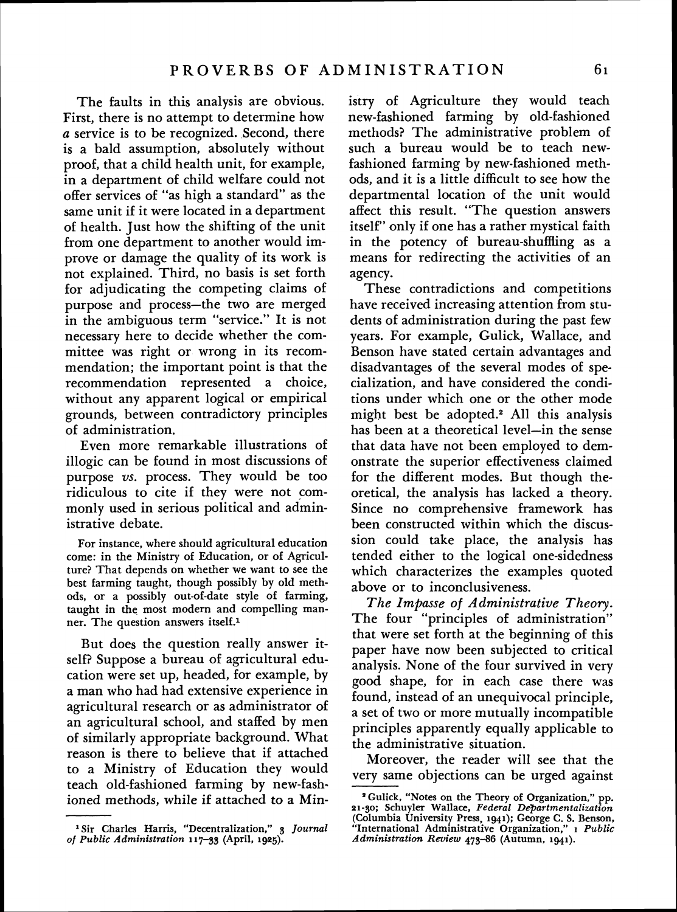The faults in this analysis are obvious. First, there is no attempt to determine how *a* service is to be recognized. Second, there is a bald assumption, absolutely without proof, that a child health unit, for example, in a department of child welfare could not offer services of "as high a standard" as the same unit if it were located in a department of health. Just how the shifting of the unit from one department to another would improve or damage the quality of its work is not explained. Third, no basis is set forth for adjudicating the competing claims of purpose and process—the two are merged in the ambiguous term "service." It is not necessary here to decide whether the committee was right or wrong in its recommendation; the important point is that the recommendation represented a choice, without any apparent logical or empirical grounds, between contradictory principles of administration.

Even more remarkable illustrations of illogic can be found in most discussions of purpose *vs.* process. They would be too ridiculous to cite if they were not commonly used in serious political and administrative debate.

> For instance, where should agricultural education come: in the Ministry of Education, or of Agriculture? That depends on whether we want to see the best farming taught, though possibly by old methods, or a possibly out-of-date style of farming, taught in the most modern and compelling manner. The question answers itself.[1]

But does the question really answer itself? Suppose a bureau of agricultural education were set up, headed, for example, by a man who had had extensive experience in agricultural research or as administrator of an agricultural school, and staffed by men of similarly appropriate background. What reason is there to believe that if attached to a Ministry of Education they would teach old-fashioned farming by new-fashioned methods, while if attached to a Ministry of Agriculture they would teach new-fashioned farming by old-fashioned methods? The administrative problem of such a bureau would be to teach new-fashioned farming by new-fashioned methods, and it is a little difficult to see how the departmental location of the unit would affect this result. "The question answers itself" only if one has a rather mystical faith in the potency of bureau-shuffling as a means for redirecting the activities of an agency.

These contradictions and competitions have received increasing attention from students of administration during the past few years. For example, Gulick, Wallace, and Benson have stated certain advantages and disadvantages of the several modes of specialization, and have considered the conditions under which one or the other mode might best be adopted.[2] All this analysis has been at a theoretical level—in the sense that data have not been employed to demonstrate the superior effectiveness claimed for the different modes. But though theoretical, the analysis has lacked a theory. Since no comprehensive framework has been constructed within which the discussion could take place, the analysis has tended either to the logical one-sidedness which characterizes the examples quoted above or to inconclusiveness.

*The Impasse of Administrative Theory.* The four "principles of administration" that were set forth at the beginning of this paper have now been subjected to critical analysis. None of the four survived in very good shape, for in each case there was found, instead of an unequivocal principle, a set of two or more mutually incompatible principles apparently equally applicable to the administrative situation.

Moreover, the reader will see that the very same objections can be urged against

---

[1] Sir Charles Harris, "Decentralization," 3 *Journal of Public Administration* 117–33 (April, 1925).

[2] Gulick, "Notes on the Theory of Organization," pp. 21-30; Schuyler Wallace, *Federal Departmentalization* (Columbia University Press, 1941); George C. S. Benson, "International Administrative Organization," 1 *Public Administration Review* 473–86 (Autumn, 1941).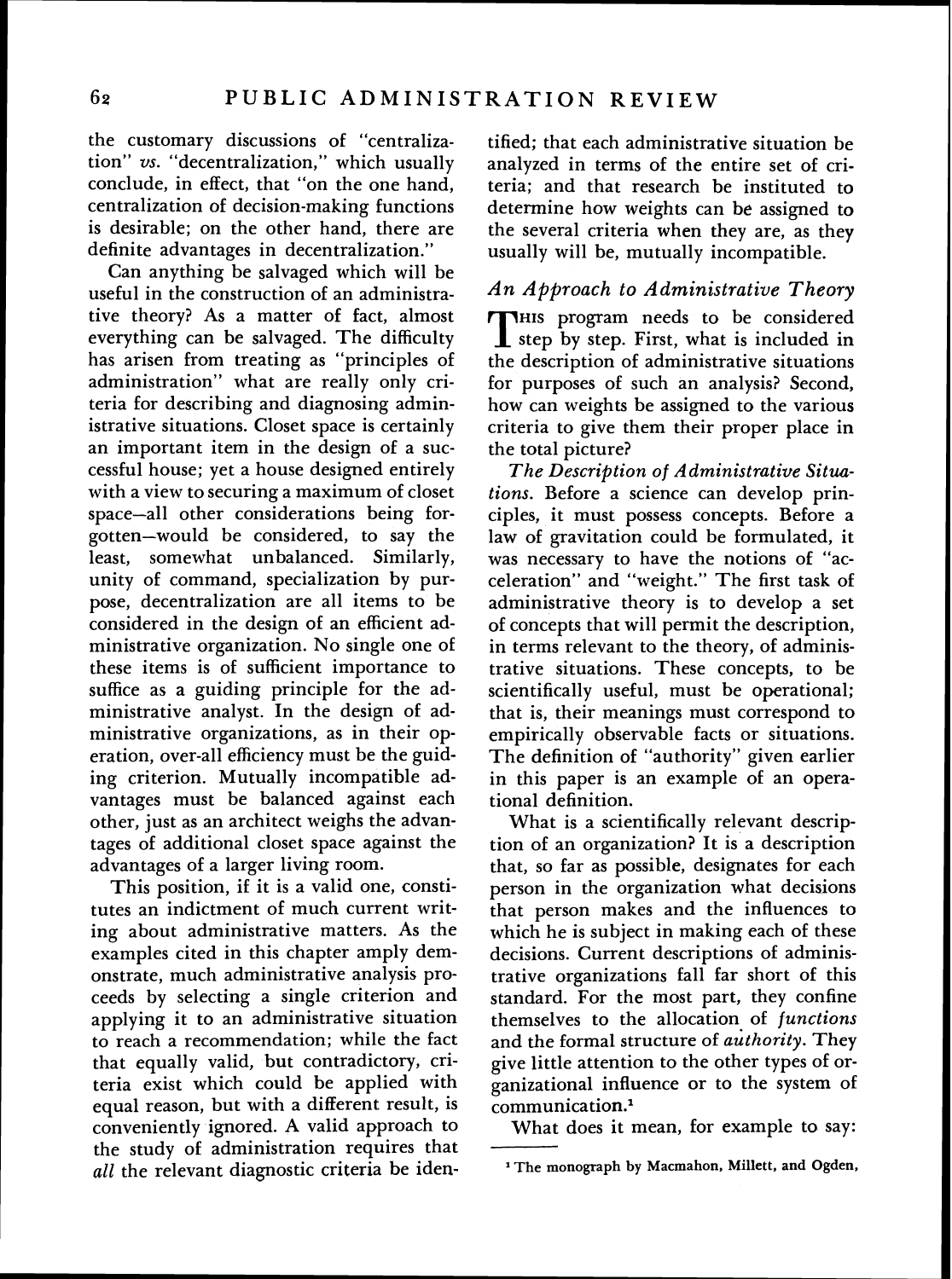the customary discussions of "centralization" *vs.* "decentralization," which usually conclude, in effect, that "on the one hand, centralization of decision-making functions is desirable; on the other hand, there are definite advantages in decentralization."

Can anything be salvaged which will be useful in the construction of an administrative theory? As a matter of fact, almost everything can be salvaged. The difficulty has arisen from treating as "principles of administration" what are really only criteria for describing and diagnosing administrative situations. Closet space is certainly an important item in the design of a successful house; yet a house designed entirely with a view to securing a maximum of closet space—all other considerations being forgotten—would be considered, to say the least, somewhat unbalanced. Similarly, unity of command, specialization by purpose, decentralization are all items to be considered in the design of an efficient administrative organization. No single one of these items is of sufficient importance to suffice as a guiding principle for the administrative analyst. In the design of administrative organizations, as in their operation, over-all efficiency must be the guiding criterion. Mutually incompatible advantages must be balanced against each other, just as an architect weighs the advantages of additional closet space against the advantages of a larger living room.

This position, if it is a valid one, constitutes an indictment of much current writing about administrative matters. As the examples cited in this chapter amply demonstrate, much administrative analysis proceeds by selecting a single criterion and applying it to an administrative situation to reach a recommendation; while the fact that equally valid, but contradictory, criteria exist which could be applied with equal reason, but with a different result, is conveniently ignored. A valid approach to the study of administration requires that *all* the relevant diagnostic criteria be identified; that each administrative situation be analyzed in terms of the entire set of criteria; and that research be instituted to determine how weights can be assigned to the several criteria when they are, as they usually will be, mutually incompatible.

## *An Approach to Administrative Theory*

This program needs to be considered step by step. First, what is included in the description of administrative situations for purposes of such an analysis? Second, how can weights be assigned to the various criteria to give them their proper place in the total picture?

*The Description of Administrative Situations.* Before a science can develop principles, it must possess concepts. Before a law of gravitation could be formulated, it was necessary to have the notions of "acceleration" and "weight." The first task of administrative theory is to develop a set of concepts that will permit the description, in terms relevant to the theory, of administrative situations. These concepts, to be scientifically useful, must be operational; that is, their meanings must correspond to empirically observable facts or situations. The definition of "authority" given earlier in this paper is an example of an operational definition.

What is a scientifically relevant description of an organization? It is a description that, so far as possible, designates for each person in the organization what decisions that person makes and the influences to which he is subject in making each of these decisions. Current descriptions of administrative organizations fall far short of this standard. For the most part, they confine themselves to the allocation of *functions* and the formal structure of *authority*. They give little attention to the other types of organizational influence or to the system of communication.[1]

What does it mean, for example to say:

[1] The monograph by Macmahon, Millett, and Ogden,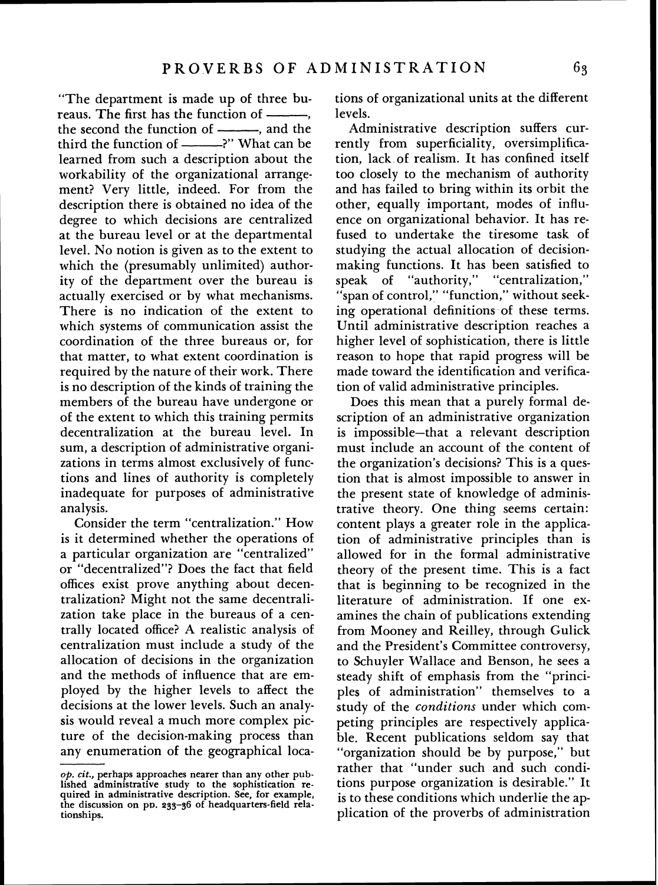"The department is made up of three bureaus. The first has the function of ———, the second the function of ———, and the third the function of ———?" What can be learned from such a description about the workability of the organizational arrangement? Very little, indeed. For from the description there is obtained no idea of the degree to which decisions are centralized at the bureau level or at the departmental level. No notion is given as to the extent to which the (presumably unlimited) authority of the department over the bureau is actually exercised or by what mechanisms. There is no indication of the extent to which systems of communication assist the coordination of the three bureaus or, for that matter, to what extent coordination is required by the nature of their work. There is no description of the kinds of training the members of the bureau have undergone or of the extent to which this training permits decentralization at the bureau level. In sum, a description of administrative organizations in terms almost exclusively of functions and lines of authority is completely inadequate for purposes of administrative analysis.

Consider the term "centralization." How is it determined whether the operations of a particular organization are "centralized" or "decentralized"? Does the fact that field offices exist prove anything about decentralization? Might not the same decentralization take place in the bureaus of a centrally located office? A realistic analysis of centralization must include a study of the allocation of decisions in the organization and the methods of influence that are employed by the higher levels to affect the decisions at the lower levels. Such an analysis would reveal a much more complex picture of the decision-making process than any enumeration of the geographical locations of organizational units at the different levels.

Administrative description suffers currently from superficiality, oversimplification, lack of realism. It has confined itself too closely to the mechanism of authority and has failed to bring within its orbit the other, equally important, modes of influence on organizational behavior. It has refused to undertake the tiresome task of studying the actual allocation of decision-making functions. It has been satisfied to speak of "authority," "centralization," "span of control," "function," without seeking operational definitions of these terms. Until administrative description reaches a higher level of sophistication, there is little reason to hope that rapid progress will be made toward the identification and verification of valid administrative principles.

Does this mean that a purely formal description of an administrative organization is impossible—that a relevant description must include an account of the content of the organization's decisions? This is a question that is almost impossible to answer in the present state of knowledge of administrative theory. One thing seems certain: content plays a greater role in the application of administrative principles than is allowed for in the formal administrative theory of the present time. This is a fact that is beginning to be recognized in the literature of administration. If one examines the chain of publications extending from Mooney and Reilley, through Gulick and the President's Committee controversy, to Schuyler Wallace and Benson, he sees a steady shift of emphasis from the "principles of administration" themselves to a study of the *conditions* under which competing principles are respectively applicable. Recent publications seldom say that "organization should be by purpose," but rather that "under such and such conditions purpose organization is desirable." It is to these conditions which underlie the application of the proverbs of administration

---

*op. cit.*, perhaps approaches nearer than any other published administrative study to the sophistication required in administrative description. See, for example, the discussion on pp. 233–36 of headquarters-field relationships.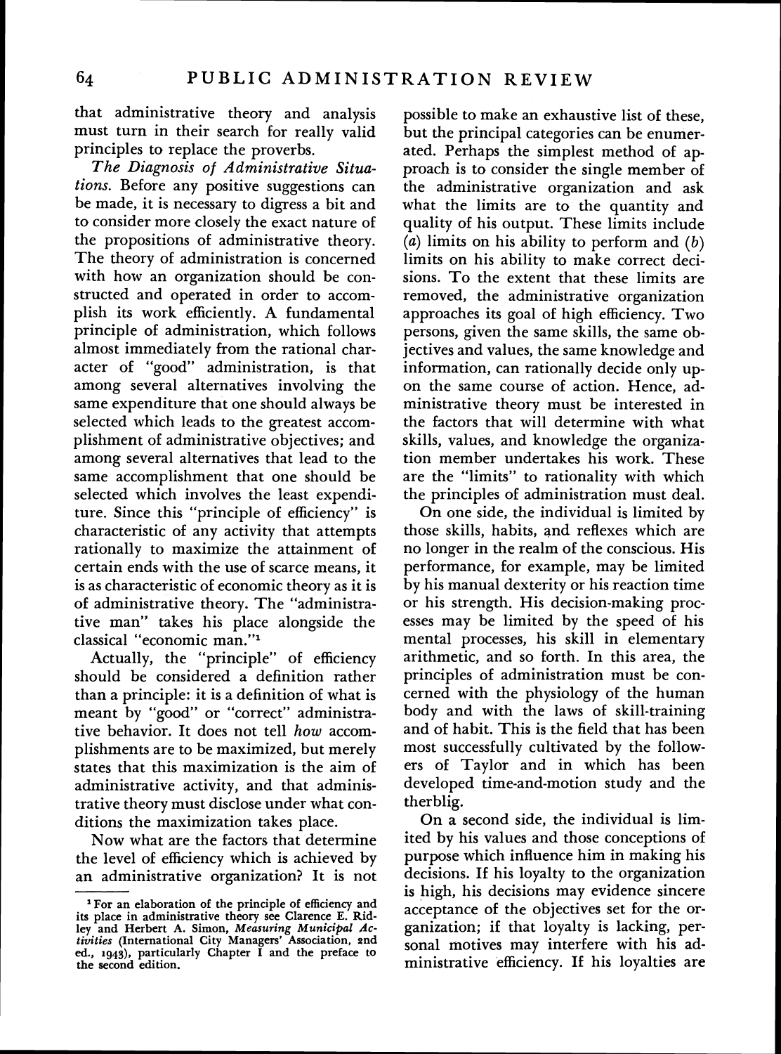that administrative theory and analysis must turn in their search for really valid principles to replace the proverbs.

*The Diagnosis of Administrative Situations.* Before any positive suggestions can be made, it is necessary to digress a bit and to consider more closely the exact nature of the propositions of administrative theory. The theory of administration is concerned with how an organization should be constructed and operated in order to accomplish its work efficiently. A fundamental principle of administration, which follows almost immediately from the rational character of "good" administration, is that among several alternatives involving the same expenditure that one should always be selected which leads to the greatest accomplishment of administrative objectives; and among several alternatives that lead to the same accomplishment that one should be selected which involves the least expenditure. Since this "principle of efficiency" is characteristic of any activity that attempts rationally to maximize the attainment of certain ends with the use of scarce means, it is as characteristic of economic theory as it is of administrative theory. The "administrative man" takes his place alongside the classical "economic man."[1]

Actually, the "principle" of efficiency should be considered a definition rather than a principle: it is a definition of what is meant by "good" or "correct" administrative behavior. It does not tell *how* accomplishments are to be maximized, but merely states that this maximization is the aim of administrative activity, and that administrative theory must disclose under what conditions the maximization takes place.

Now what are the factors that determine the level of efficiency which is achieved by an administrative organization? It is not possible to make an exhaustive list of these, but the principal categories can be enumerated. Perhaps the simplest method of approach is to consider the single member of the administrative organization and ask what the limits are to the quantity and quality of his output. These limits include (*a*) limits on his ability to perform and (*b*) limits on his ability to make correct decisions. To the extent that these limits are removed, the administrative organization approaches its goal of high efficiency. Two persons, given the same skills, the same objectives and values, the same knowledge and information, can rationally decide only upon the same course of action. Hence, administrative theory must be interested in the factors that will determine with what skills, values, and knowledge the organization member undertakes his work. These are the "limits" to rationality with which the principles of administration must deal.

On one side, the individual is limited by those skills, habits, and reflexes which are no longer in the realm of the conscious. His performance, for example, may be limited by his manual dexterity or his reaction time or his strength. His decision-making processes may be limited by the speed of his mental processes, his skill in elementary arithmetic, and so forth. In this area, the principles of administration must be concerned with the physiology of the human body and with the laws of skill-training and of habit. This is the field that has been most successfully cultivated by the followers of Taylor and in which has been developed time-and-motion study and the therblig.

On a second side, the individual is limited by his values and those conceptions of purpose which influence him in making his decisions. If his loyalty to the organization is high, his decisions may evidence sincere acceptance of the objectives set for the organization; if that loyalty is lacking, personal motives may interfere with his administrative efficiency. If his loyalties are

---

[1] For an elaboration of the principle of efficiency and its place in administrative theory see Clarence E. Ridley and Herbert A. Simon, *Measuring Municipal Activities* (International City Managers' Association, 2nd ed., 1943), particularly Chapter I and the preface to the second edition.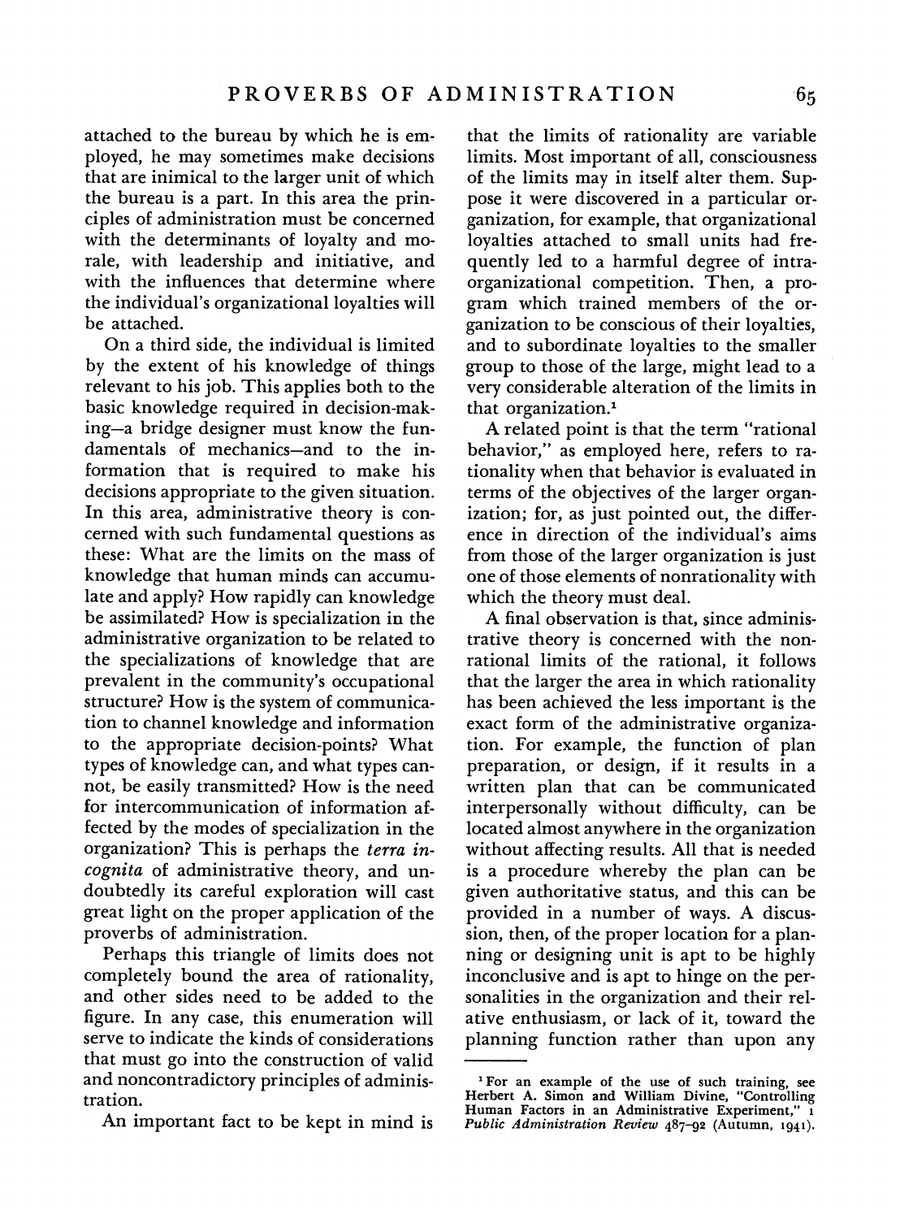attached to the bureau by which he is employed, he may sometimes make decisions that are inimical to the larger unit of which the bureau is a part. In this area the principles of administration must be concerned with the determinants of loyalty and morale, with leadership and initiative, and with the influences that determine where the individual's organizational loyalties will be attached.

On a third side, the individual is limited by the extent of his knowledge of things relevant to his job. This applies both to the basic knowledge required in decision-making—a bridge designer must know the fundamentals of mechanics—and to the information that is required to make his decisions appropriate to the given situation. In this area, administrative theory is concerned with such fundamental questions as these: What are the limits on the mass of knowledge that human minds can accumulate and apply? How rapidly can knowledge be assimilated? How is specialization in the administrative organization to be related to the specializations of knowledge that are prevalent in the community's occupational structure? How is the system of communication to channel knowledge and information to the appropriate decision-points? What types of knowledge can, and what types cannot, be easily transmitted? How is the need for intercommunication of information affected by the modes of specialization in the organization? This is perhaps the *terra incognita* of administrative theory, and undoubtedly its careful exploration will cast great light on the proper application of the proverbs of administration.

Perhaps this triangle of limits does not completely bound the area of rationality, and other sides need to be added to the figure. In any case, this enumeration will serve to indicate the kinds of considerations that must go into the construction of valid and noncontradictory principles of administration.

An important fact to be kept in mind is that the limits of rationality are variable limits. Most important of all, consciousness of the limits may in itself alter them. Suppose it were discovered in a particular organization, for example, that organizational loyalties attached to small units had frequently led to a harmful degree of intra-organizational competition. Then, a program which trained members of the organization to be conscious of their loyalties, and to subordinate loyalties to the smaller group to those of the large, might lead to a very considerable alteration of the limits in that organization.[1]

A related point is that the term "rational behavior," as employed here, refers to rationality when that behavior is evaluated in terms of the objectives of the larger organization; for, as just pointed out, the difference in direction of the individual's aims from those of the larger organization is just one of those elements of nonrationality with which the theory must deal.

A final observation is that, since administrative theory is concerned with the nonrational limits of the rational, it follows that the larger the area in which rationality has been achieved the less important is the exact form of the administrative organization. For example, the function of plan preparation, or design, if it results in a written plan that can be communicated interpersonally without difficulty, can be located almost anywhere in the organization without affecting results. All that is needed is a procedure whereby the plan can be given authoritative status, and this can be provided in a number of ways. A discussion, then, of the proper location for a planning or designing unit is apt to be highly inconclusive and is apt to hinge on the personalities in the organization and their relative enthusiasm, or lack of it, toward the planning function rather than upon any

---

[1] For an example of the use of such training, see Herbert A. Simon and William Divine, "Controlling Human Factors in an Administrative Experiment," 1 *Public Administration Review* 487–92 (Autumn, 1941).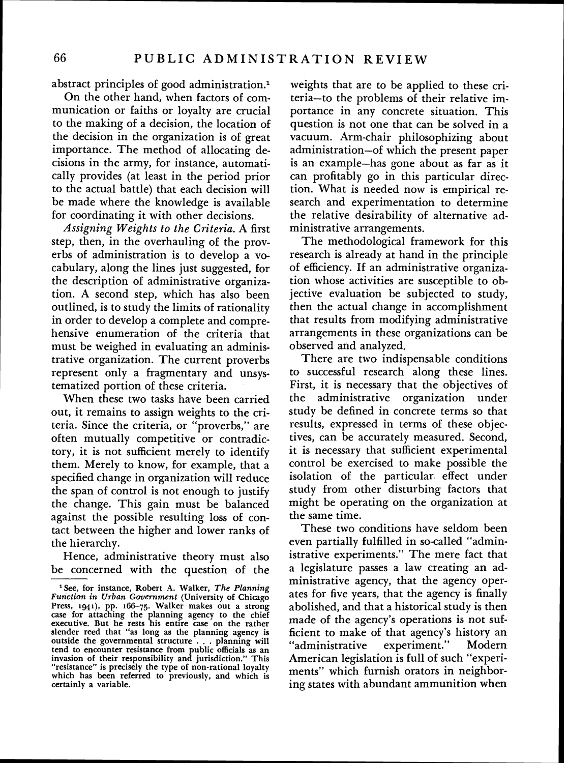abstract principles of good administration.[1]

On the other hand, when factors of communication or faiths or loyalty are crucial to the making of a decision, the location of the decision in the organization is of great importance. The method of allocating decisions in the army, for instance, automatically provides (at least in the period prior to the actual battle) that each decision will be made where the knowledge is available for coordinating it with other decisions.

*Assigning Weights to the Criteria.* A first step, then, in the overhauling of the proverbs of administration is to develop a vocabulary, along the lines just suggested, for the description of administrative organization. A second step, which has also been outlined, is to study the limits of rationality in order to develop a complete and comprehensive enumeration of the criteria that must be weighed in evaluating an administrative organization. The current proverbs represent only a fragmentary and unsystematized portion of these criteria.

When these two tasks have been carried out, it remains to assign weights to the criteria. Since the criteria, or "proverbs," are often mutually competitive or contradictory, it is not sufficient merely to identify them. Merely to know, for example, that a specified change in organization will reduce the span of control is not enough to justify the change. This gain must be balanced against the possible resulting loss of contact between the higher and lower ranks of the hierarchy.

Hence, administrative theory must also be concerned with the question of the weights that are to be applied to these criteria—to the problems of their relative importance in any concrete situation. This question is not one that can be solved in a vacuum. Arm-chair philosophizing about administration—of which the present paper is an example—has gone about as far as it can profitably go in this particular direction. What is needed now is empirical research and experimentation to determine the relative desirability of alternative administrative arrangements.

The methodological framework for this research is already at hand in the principle of efficiency. If an administrative organization whose activities are susceptible to objective evaluation be subjected to study, then the actual change in accomplishment that results from modifying administrative arrangements in these organizations can be observed and analyzed.

There are two indispensable conditions to successful research along these lines. First, it is necessary that the objectives of the administrative organization under study be defined in concrete terms so that results, expressed in terms of these objectives, can be accurately measured. Second, it is necessary that sufficient experimental control be exercised to make possible the isolation of the particular effect under study from other disturbing factors that might be operating on the organization at the same time.

These two conditions have seldom been even partially fulfilled in so-called "administrative experiments." The mere fact that a legislature passes a law creating an administrative agency, that the agency operates for five years, that the agency is finally abolished, and that a historical study is then made of the agency's operations is not sufficient to make of that agency's history an "administrative experiment." Modern American legislation is full of such "experiments" which furnish orators in neighboring states with abundant ammunition when

[1] See, for instance, Robert A. Walker, *The Planning Function in Urban Government* (University of Chicago Press, 1941), pp. 166–75. Walker makes out a strong case for attaching the planning agency to the chief executive. But he rests his entire case on the rather slender reed that "as long as the planning agency is outside the governmental structure . . . planning will tend to encounter resistance from public officials as an invasion of their responsibility and jurisdiction." This "resistance" is precisely the type of non-rational loyalty which has been referred to previously, and which is certainly a variable.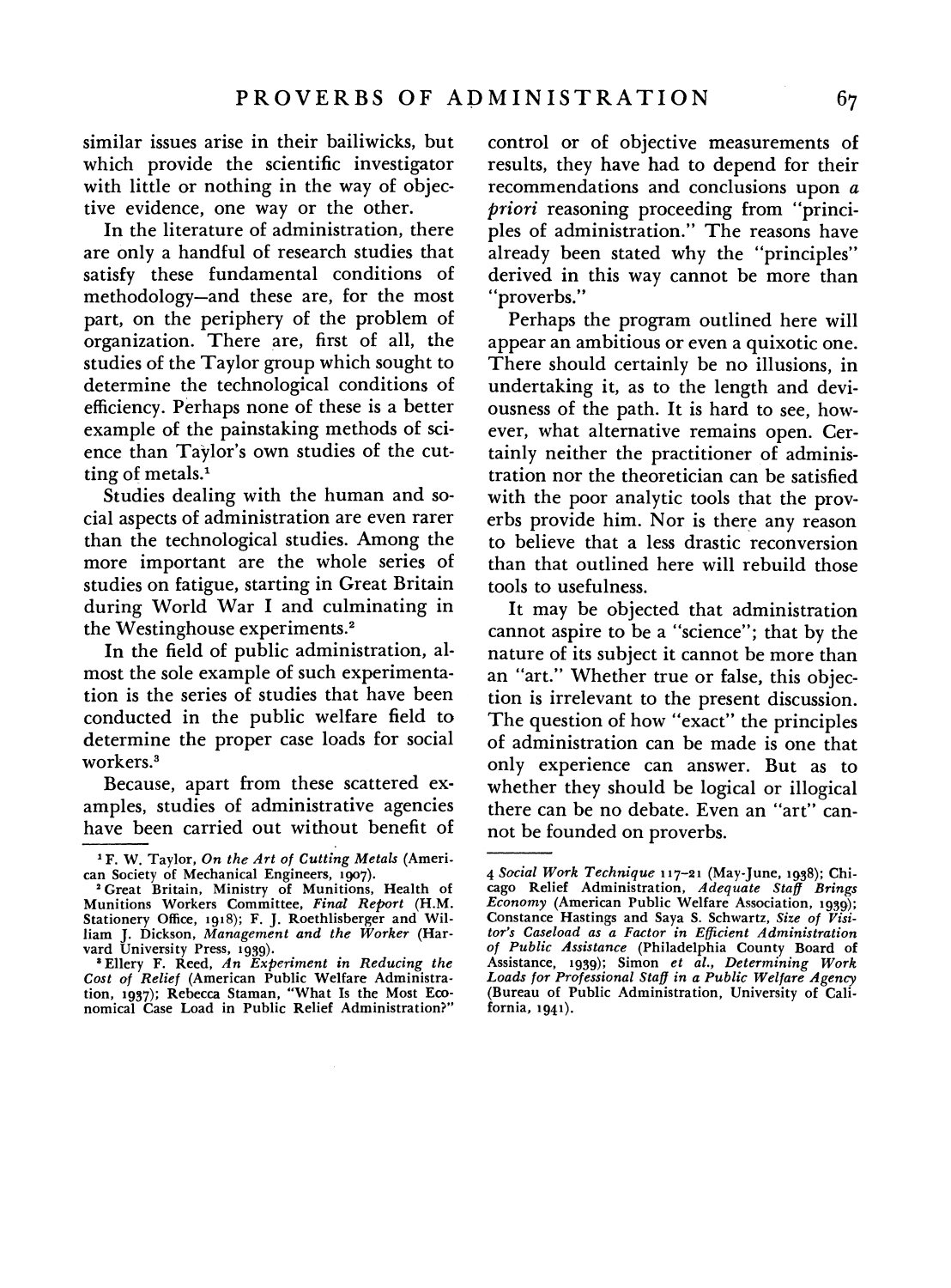similar issues arise in their bailiwicks, but which provide the scientific investigator with little or nothing in the way of objective evidence, one way or the other.

In the literature of administration, there are only a handful of research studies that satisfy these fundamental conditions of methodology—and these are, for the most part, on the periphery of the problem of organization. There are, first of all, the studies of the Taylor group which sought to determine the technological conditions of efficiency. Perhaps none of these is a better example of the painstaking methods of science than Taylor's own studies of the cutting of metals.[1]

Studies dealing with the human and social aspects of administration are even rarer than the technological studies. Among the more important are the whole series of studies on fatigue, starting in Great Britain during World War I and culminating in the Westinghouse experiments.[2]

In the field of public administration, almost the sole example of such experimentation is the series of studies that have been conducted in the public welfare field to determine the proper case loads for social workers.[3]

Because, apart from these scattered examples, studies of administrative agencies have been carried out without benefit of control or of objective measurements of results, they have had to depend for their recommendations and conclusions upon *a priori* reasoning proceeding from "principles of administration." The reasons have already been stated why the "principles" derived in this way cannot be more than "proverbs."

Perhaps the program outlined here will appear an ambitious or even a quixotic one. There should certainly be no illusions, in undertaking it, as to the length and deviousness of the path. It is hard to see, however, what alternative remains open. Certainly neither the practitioner of administration nor the theoretician can be satisfied with the poor analytic tools that the proverbs provide him. Nor is there any reason to believe that a less drastic reconversion than that outlined here will rebuild those tools to usefulness.

It may be objected that administration cannot aspire to be a "science"; that by the nature of its subject it cannot be more than an "art." Whether true or false, this objection is irrelevant to the present discussion. The question of how "exact" the principles of administration can be made is one that only experience can answer. But as to whether they should be logical or illogical there can be no debate. Even an "art" cannot be founded on proverbs.

---

[1] F. W. Taylor, *On the Art of Cutting Metals* (American Society of Mechanical Engineers, 1907).

[2] Great Britain, Ministry of Munitions, Health of Munitions Workers Committee, *Final Report* (H.M. Stationery Office, 1918); F. J. Roethlisberger and William J. Dickson, *Management and the Worker* (Harvard University Press, 1939).

[3] Ellery F. Reed, *An Experiment in Reducing the Cost of Relief* (American Public Welfare Administration, 1937); Rebecca Staman, "What Is the Most Economical Case Load in Public Relief Administration?" 4 *Social Work Technique* 117–21 (May-June, 1938); Chicago Relief Administration, *Adequate Staff Brings Economy* (American Public Welfare Association, 1939); Constance Hastings and Saya S. Schwartz, *Size of Visitor's Caseload as a Factor in Efficient Administration of Public Assistance* (Philadelphia County Board of Assistance, 1939); Simon *et al.*, *Determining Work Loads for Professional Staff in a Public Welfare Agency* (Bureau of Public Administration, University of California, 1941).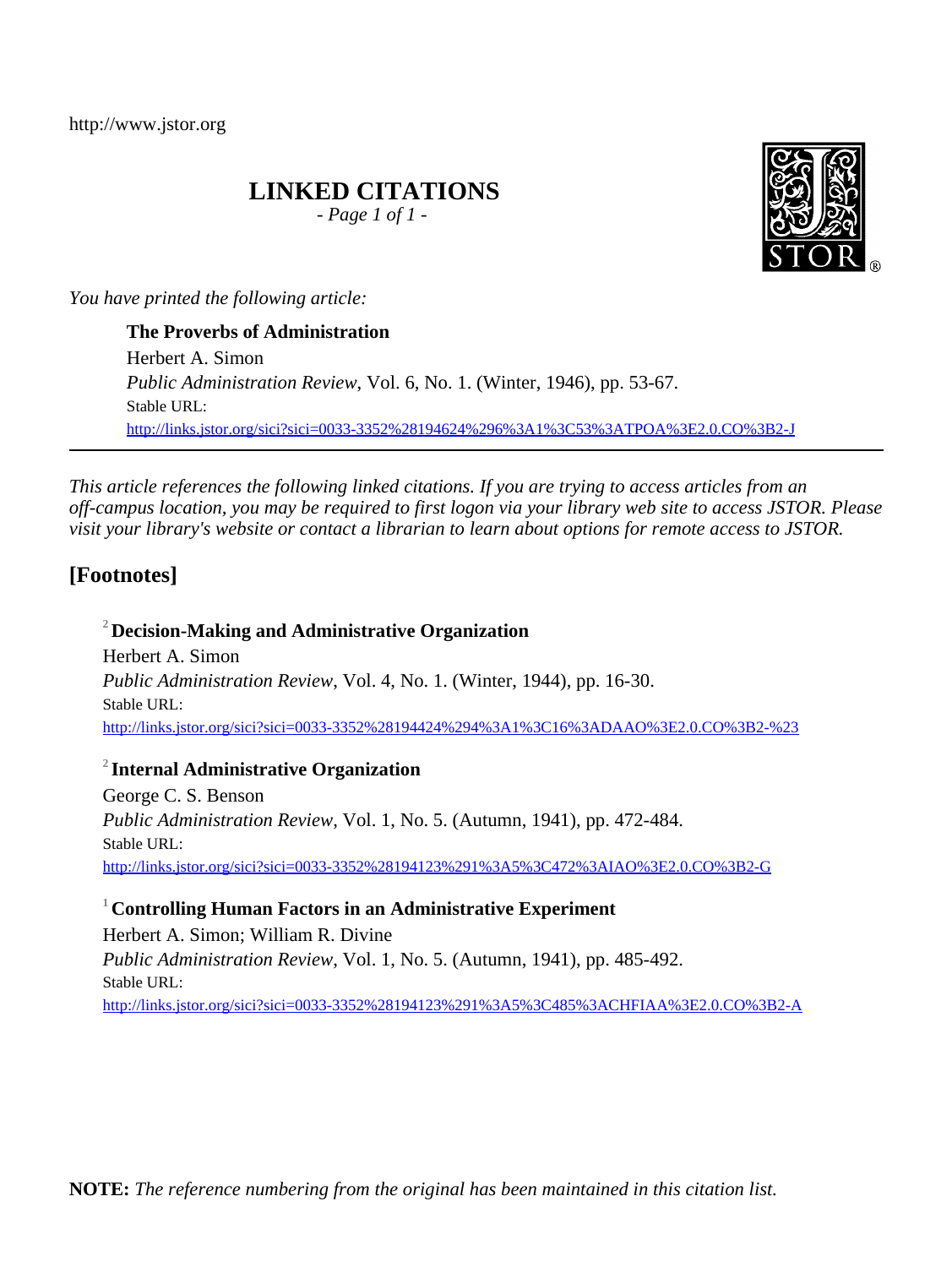http://www.jstor.org

# LINKED CITATIONS

*- Page 1 of 1 -*

*You have printed the following article:*

**The Proverbs of Administration**
Herbert A. Simon
*Public Administration Review*, Vol. 6, No. 1. (Winter, 1946), pp. 53-67.
Stable URL:
http://links.jstor.org/sici?sici=0033-3352%28194624%296%3A1%3C53%3ATPOA%3E2.0.CO%3B2-J

---

*This article references the following linked citations. If you are trying to access articles from an off-campus location, you may be required to first logon via your library web site to access JSTOR. Please visit your library's website or contact a librarian to learn about options for remote access to JSTOR.*

## [Footnotes]

[2] **Decision-Making and Administrative Organization**
Herbert A. Simon
*Public Administration Review*, Vol. 4, No. 1. (Winter, 1944), pp. 16-30.
Stable URL:
http://links.jstor.org/sici?sici=0033-3352%28194424%294%3A1%3C16%3ADAAO%3E2.0.CO%3B2-%23

[2] **Internal Administrative Organization**
George C. S. Benson
*Public Administration Review*, Vol. 1, No. 5. (Autumn, 1941), pp. 472-484.
Stable URL:
http://links.jstor.org/sici?sici=0033-3352%28194123%291%3A5%3C472%3AIAO%3E2.0.CO%3B2-G

[1] **Controlling Human Factors in an Administrative Experiment**
Herbert A. Simon; William R. Divine
*Public Administration Review*, Vol. 1, No. 5. (Autumn, 1941), pp. 485-492.
Stable URL:
http://links.jstor.org/sici?sici=0033-3352%28194123%291%3A5%3C485%3ACHFIAA%3E2.0.CO%3B2-A

**NOTE:** *The reference numbering from the original has been maintained in this citation list.*